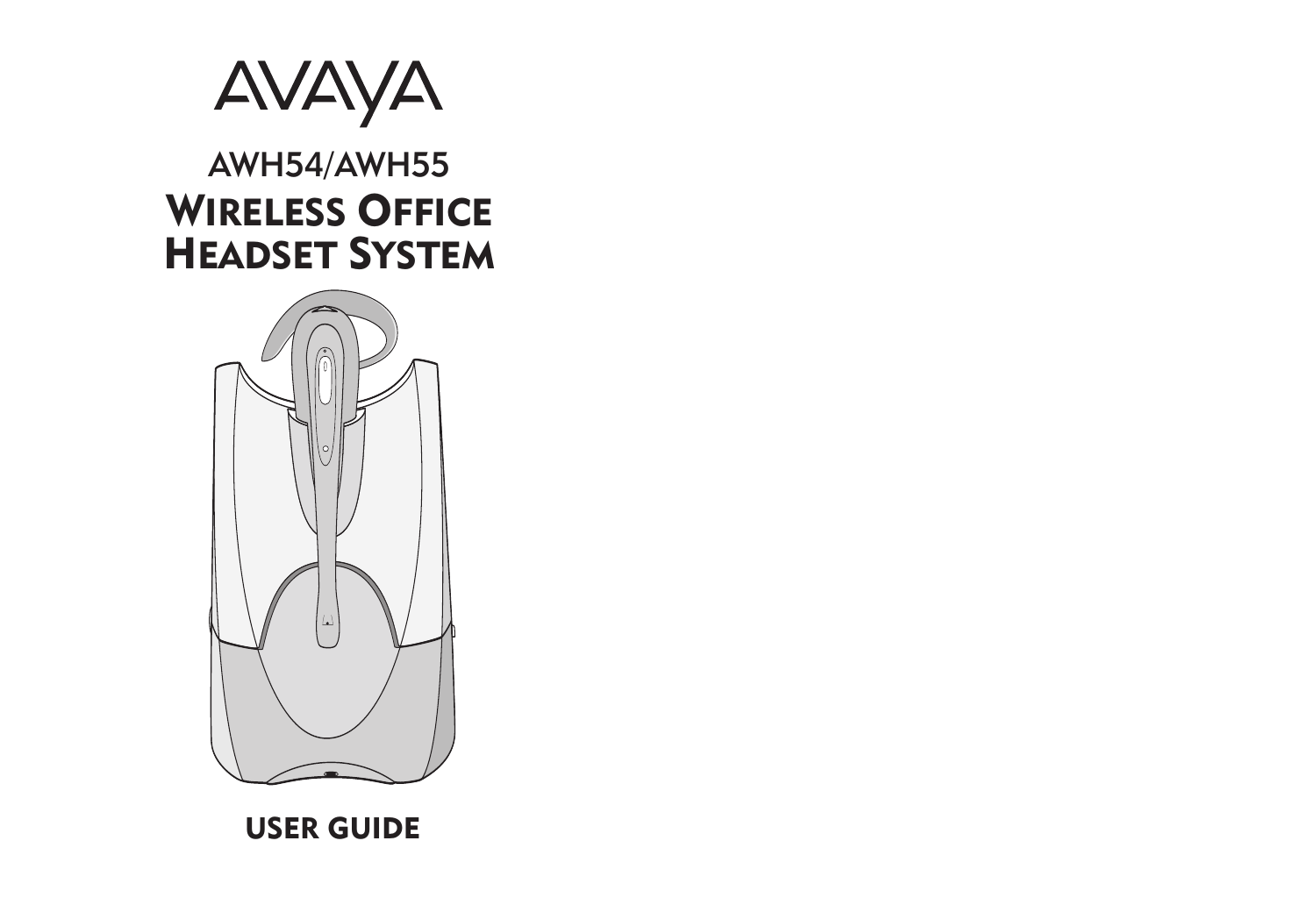AVAYA

# AWH54/AWH55
# Wireless Office Headset System

**USER GUIDE**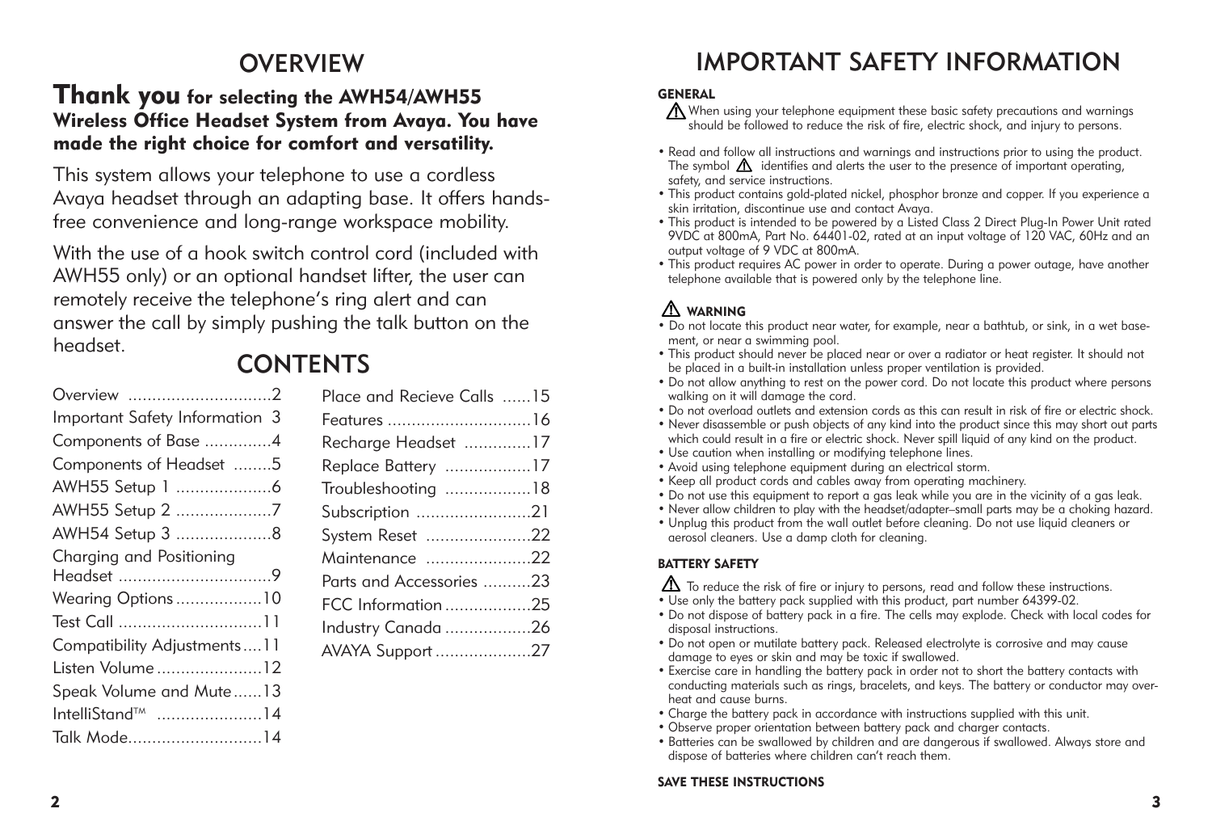# OVERVIEW

**Thank you for selecting the AWH54/AWH55 Wireless Office Headset System from Avaya. You have made the right choice for comfort and versatility.**

This system allows your telephone to use a cordless Avaya headset through an adapting base. It offers hands-free convenience and long-range workspace mobility.

With the use of a hook switch control cord (included with AWH55 only) or an optional handset lifter, the user can remotely receive the telephone's ring alert and can answer the call by simply pushing the talk button on the headset.

# CONTENTS

| Section | Page |
| --- | --- |
| Overview | 2 |
| Important Safety Information | 3 |
| Components of Base | 4 |
| Components of Headset | 5 |
| AWH55 Setup 1 | 6 |
| AWH55 Setup 2 | 7 |
| AWH54 Setup 3 | 8 |
| Charging and Positioning Headset | 9 |
| Wearing Options | 10 |
| Test Call | 11 |
| Compatibility Adjustments | 11 |
| Listen Volume | 12 |
| Speak Volume and Mute | 13 |
| IntelliStand™ | 14 |
| Talk Mode | 14 |
| Place and Recieve Calls | 15 |
| Features | 16 |
| Recharge Headset | 17 |
| Replace Battery | 17 |
| Troubleshooting | 18 |
| Subscription | 21 |
| System Reset | 22 |
| Maintenance | 22 |
| Parts and Accessories | 23 |
| FCC Information | 25 |
| Industry Canada | 26 |
| AVAYA Support | 27 |

# IMPORTANT SAFETY INFORMATION

### GENERAL

⚠ When using your telephone equipment these basic safety precautions and warnings should be followed to reduce the risk of fire, electric shock, and injury to persons.

- Read and follow all instructions and warnings and instructions prior to using the product. The symbol ⚠ identifies and alerts the user to the presence of important operating, safety, and service instructions.
- This product contains gold-plated nickel, phosphor bronze and copper. If you experience a skin irritation, discontinue use and contact Avaya.
- This product is intended to be powered by a Listed Class 2 Direct Plug-In Power Unit rated 9VDC at 800mA, Part No. 64401-02, rated at an input voltage of 120 VAC, 60Hz and an output voltage of 9 VDC at 800mA.
- This product requires AC power in order to operate. During a power outage, have another telephone available that is powered only by the telephone line.

### ⚠ WARNING

- Do not locate this product near water, for example, near a bathtub, or sink, in a wet basement, or near a swimming pool.
- This product should never be placed near or over a radiator or heat register. It should not be placed in a built-in installation unless proper ventilation is provided.
- Do not allow anything to rest on the power cord. Do not locate this product where persons walking on it will damage the cord.
- Do not overload outlets and extension cords as this can result in risk of fire or electric shock.
- Never disassemble or push objects of any kind into the product since this may short out parts which could result in a fire or electric shock. Never spill liquid of any kind on the product.
- Use caution when installing or modifying telephone lines.
- Avoid using telephone equipment during an electrical storm.
- Keep all product cords and cables away from operating machinery.
- Do not use this equipment to report a gas leak while you are in the vicinity of a gas leak.
- Never allow children to play with the headset/adapter–small parts may be a choking hazard.
- Unplug this product from the wall outlet before cleaning. Do not use liquid cleaners or aerosol cleaners. Use a damp cloth for cleaning.

### BATTERY SAFETY

⚠ To reduce the risk of fire or injury to persons, read and follow these instructions.

- Use only the battery pack supplied with this product, part number 64399-02.
- Do not dispose of battery pack in a fire. The cells may explode. Check with local codes for disposal instructions.
- Do not open or mutilate battery pack. Released electrolyte is corrosive and may cause damage to eyes or skin and may be toxic if swallowed.
- Exercise care in handling the battery pack in order not to short the battery contacts with conducting materials such as rings, bracelets, and keys. The battery or conductor may overheat and cause burns.
- Charge the battery pack in accordance with instructions supplied with this unit.
- Observe proper orientation between battery pack and charger contacts.
- Batteries can be swallowed by children and are dangerous if swallowed. Always store and dispose of batteries where children can't reach them.

**SAVE THESE INSTRUCTIONS**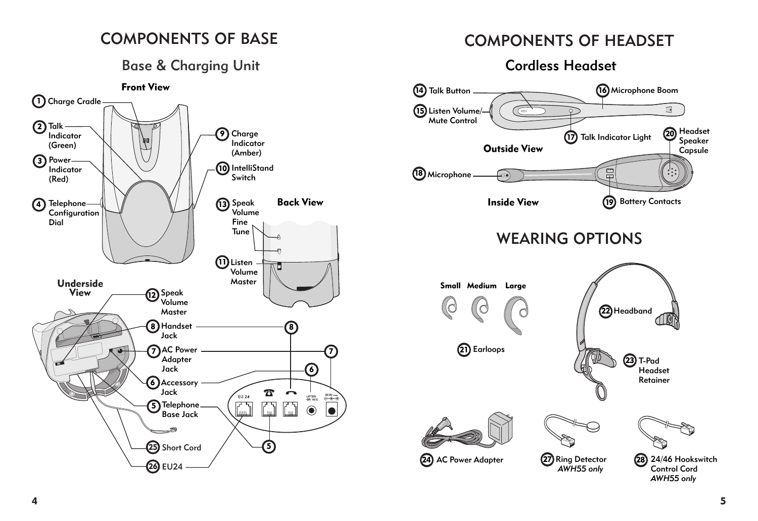# COMPONENTS OF BASE

## Base & Charging Unit

**Front View**

1. Charge Cradle
2. Talk Indicator (Green)
3. Power Indicator (Red)
4. Telephone Configuration Dial
9. Charge Indicator (Amber)
10. IntelliStand Switch

**Back View**

13. Speak Volume Fine Tune
11. Listen Volume Master

**Underside View**

12. Speak Volume Master
8. Handset Jack
7. AC Power Adapter Jack
6. Accessory Jack
5. Telephone Base Jack
25. Short Cord
26. EU24

EU 24 LIFTER OR ACC DC 9V

# COMPONENTS OF HEADSET

## Cordless Headset

**Outside View**

14. Talk Button
15. Listen Volume/Mute Control
16. Microphone Boom
17. Talk Indicator Light
20. Headset Speaker Capsule

**Inside View**

18. Microphone
19. Battery Contacts

# WEARING OPTIONS

Small Medium Large

21. Earloops
22. Headband
23. T-Pad Headset Retainer
24. AC Power Adapter
27. Ring Detector *AWH55 only*
28. 24/46 Hookswitch Control Cord *AWH55 only*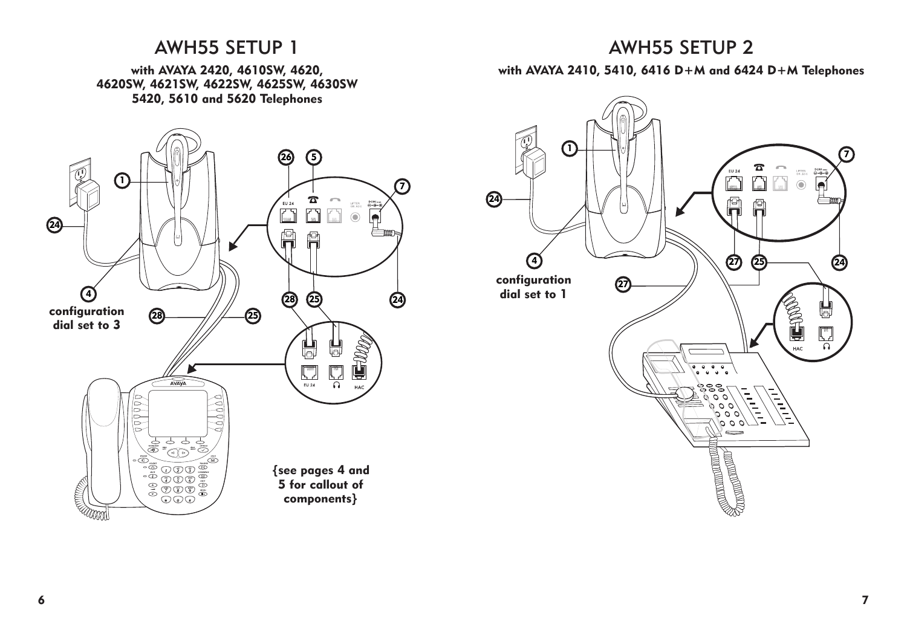# AWH55 SETUP 1

**with AVAYA 2420, 4610SW, 4620, 4620SW, 4621SW, 4622SW, 4625SW, 4630SW 5420, 5610 and 5620 Telephones**

**configuration dial set to 3**

**{see pages 4 and 5 for callout of components}**

# AWH55 SETUP 2

**with AVAYA 2410, 5410, 6416 D+M and 6424 D+M Telephones**

**configuration dial set to 1**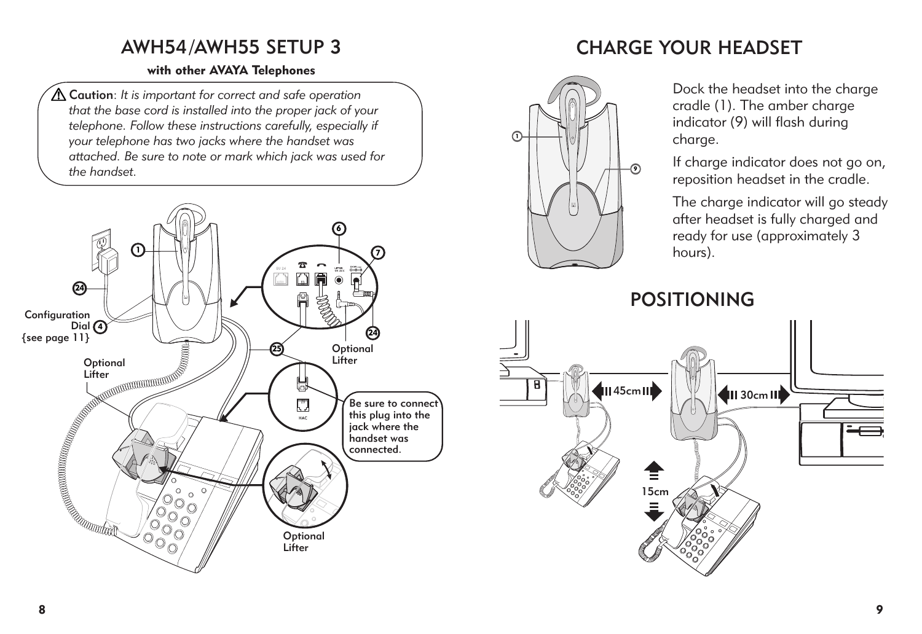# AWH54/AWH55 SETUP 3

**with other AVAYA Telephones**

⚠ **Caution**: *It is important for correct and safe operation that the base cord is installed into the proper jack of your telephone. Follow these instructions carefully, especially if your telephone has two jacks where the handset was attached. Be sure to note or mark which jack was used for the handset.*

1

24

Configuration Dial 4 {see page 11}

Optional Lifter

6

7

24

25

Optional Lifter

Be sure to connect this plug into the jack where the handset was connected.

HAC

Optional Lifter

# CHARGE YOUR HEADSET

1

9

Dock the headset into the charge cradle (1). The amber charge indicator (9) will flash during charge.

If charge indicator does not go on, reposition headset in the cradle.

The charge indicator will go steady after headset is fully charged and ready for use (approximately 3 hours).

# POSITIONING

45cm

30cm

15cm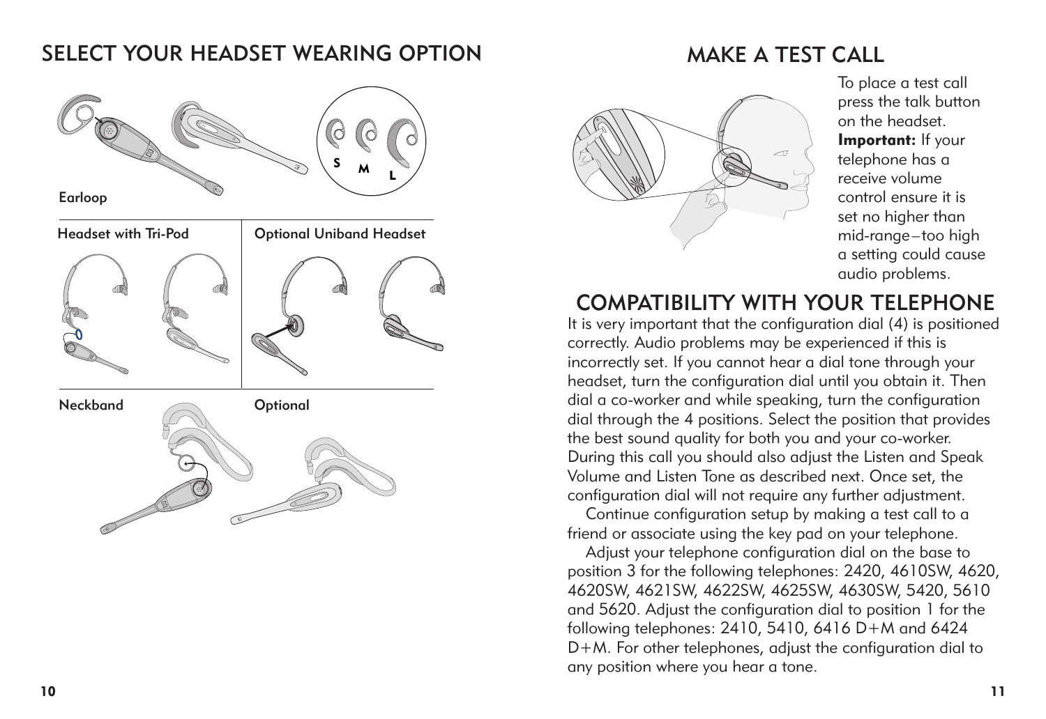## SELECT YOUR HEADSET WEARING OPTION

S M L

Earloop

Headset with Tri-Pod

Optional Uniband Headset

Neckband

Optional

## MAKE A TEST CALL

To place a test call press the talk button on the headset. **Important:** If your telephone has a receive volume control ensure it is set no higher than mid-range—too high a setting could cause audio problems.

## COMPATIBILITY WITH YOUR TELEPHONE

It is very important that the configuration dial (4) is positioned correctly. Audio problems may be experienced if this is incorrectly set. If you cannot hear a dial tone through your headset, turn the configuration dial until you obtain it. Then dial a co-worker and while speaking, turn the configuration dial through the 4 positions. Select the position that provides the best sound quality for both you and your co-worker. During this call you should also adjust the Listen and Speak Volume and Listen Tone as described next. Once set, the configuration dial will not require any further adjustment.

Continue configuration setup by making a test call to a friend or associate using the key pad on your telephone.

Adjust your telephone configuration dial on the base to position 3 for the following telephones: 2420, 4610SW, 4620, 4620SW, 4621SW, 4622SW, 4625SW, 4630SW, 5420, 5610 and 5620. Adjust the configuration dial to position 1 for the following telephones: 2410, 5410, 6416 D+M and 6424 D+M. For other telephones, adjust the configuration dial to any position where you hear a tone.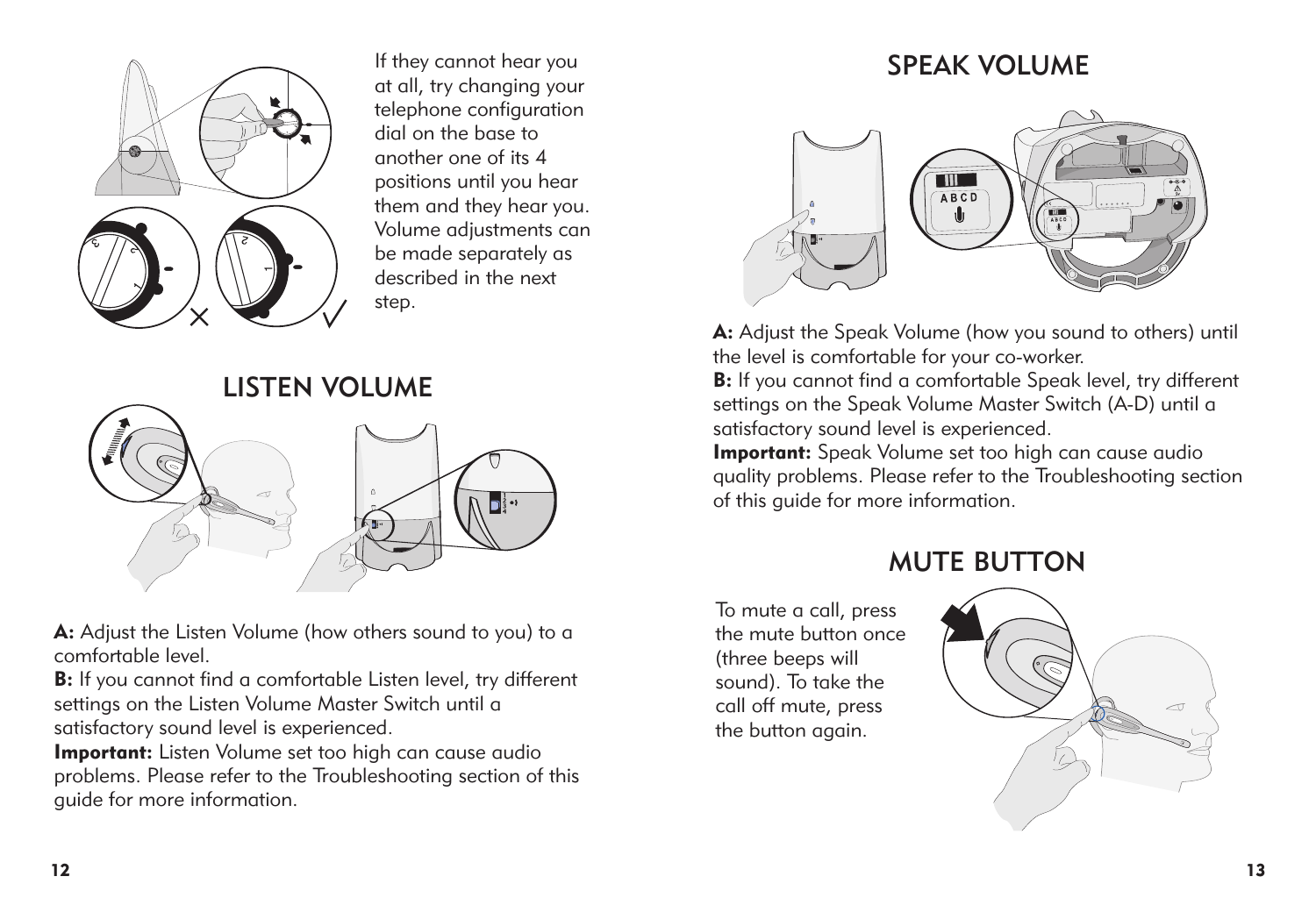If they cannot hear you at all, try changing your telephone configuration dial on the base to another one of its 4 positions until you hear them and they hear you. Volume adjustments can be made separately as described in the next step.

## LISTEN VOLUME

**A:** Adjust the Listen Volume (how others sound to you) to a comfortable level.

**B:** If you cannot find a comfortable Listen level, try different settings on the Listen Volume Master Switch until a satisfactory sound level is experienced.

**Important:** Listen Volume set too high can cause audio problems. Please refer to the Troubleshooting section of this guide for more information.

## SPEAK VOLUME

**A:** Adjust the Speak Volume (how you sound to others) until the level is comfortable for your co-worker.

**B:** If you cannot find a comfortable Speak level, try different settings on the Speak Volume Master Switch (A-D) until a satisfactory sound level is experienced.

**Important:** Speak Volume set too high can cause audio quality problems. Please refer to the Troubleshooting section of this guide for more information.

## MUTE BUTTON

To mute a call, press the mute button once (three beeps will sound). To take the call off mute, press the button again.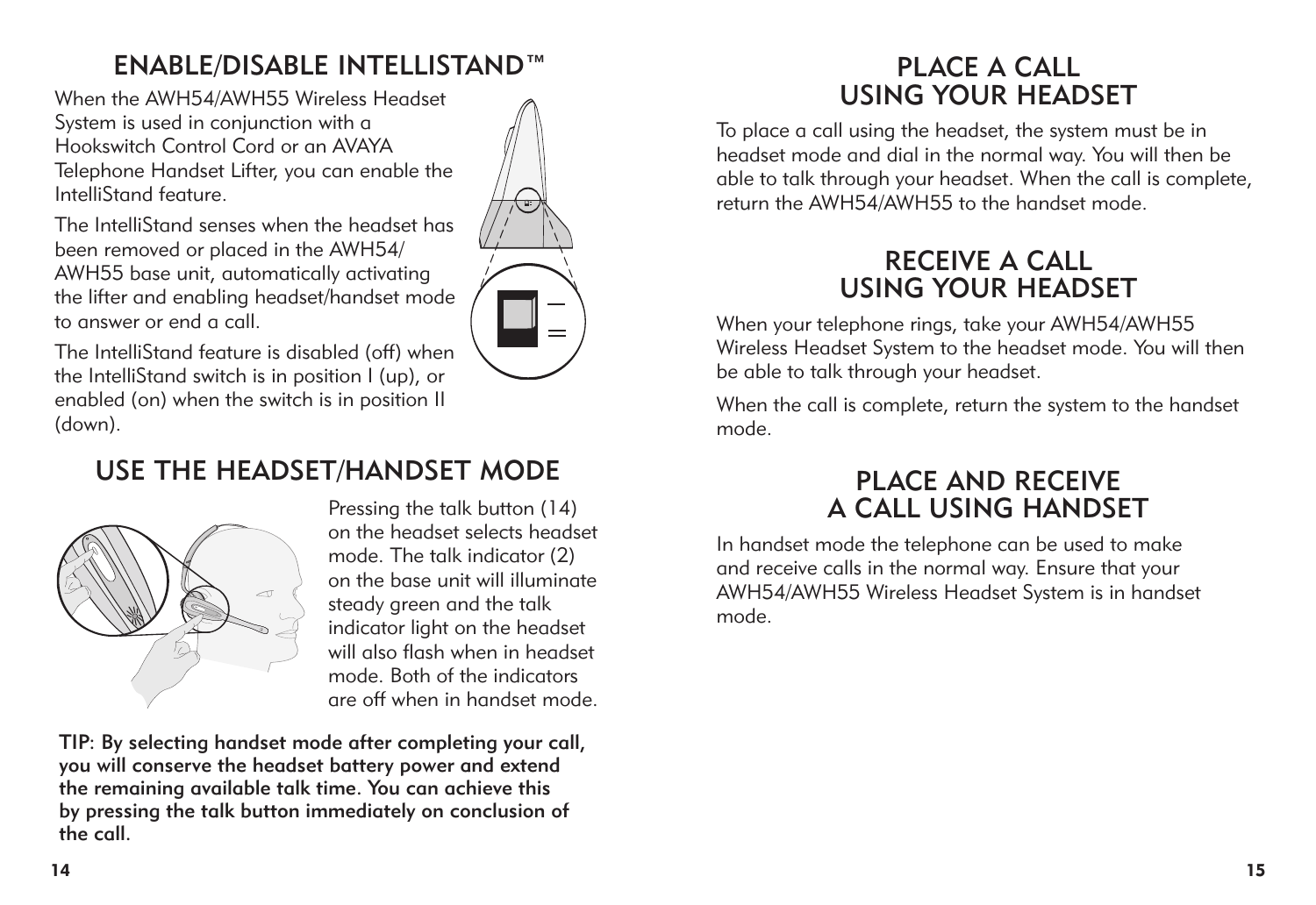## ENABLE/DISABLE INTELLISTAND™

When the AWH54/AWH55 Wireless Headset System is used in conjunction with a Hookswitch Control Cord or an AVAYA Telephone Handset Lifter, you can enable the IntelliStand feature.

The IntelliStand senses when the headset has been removed or placed in the AWH54/AWH55 base unit, automatically activating the lifter and enabling headset/handset mode to answer or end a call.

The IntelliStand feature is disabled (off) when the IntelliStand switch is in position I (up), or enabled (on) when the switch is in position II (down).

## USE THE HEADSET/HANDSET MODE

Pressing the talk button (14) on the headset selects headset mode. The talk indicator (2) on the base unit will illuminate steady green and the talk indicator light on the headset will also flash when in headset mode. Both of the indicators are off when in handset mode.

**TIP: By selecting handset mode after completing your call, you will conserve the headset battery power and extend the remaining available talk time. You can achieve this by pressing the talk button immediately on conclusion of the call.**

## PLACE A CALL USING YOUR HEADSET

To place a call using the headset, the system must be in headset mode and dial in the normal way. You will then be able to talk through your headset. When the call is complete, return the AWH54/AWH55 to the handset mode.

## RECEIVE A CALL USING YOUR HEADSET

When your telephone rings, take your AWH54/AWH55 Wireless Headset System to the headset mode. You will then be able to talk through your headset.

When the call is complete, return the system to the handset mode.

## PLACE AND RECEIVE A CALL USING HANDSET

In handset mode the telephone can be used to make and receive calls in the normal way. Ensure that your AWH54/AWH55 Wireless Headset System is in handset mode.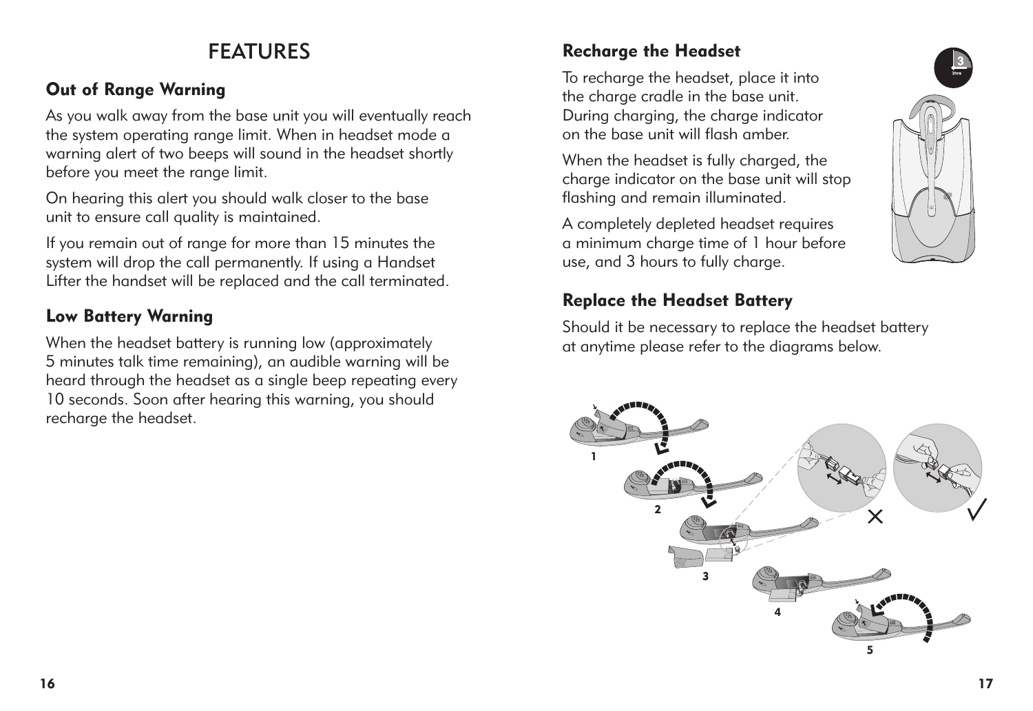# FEATURES

## Out of Range Warning

As you walk away from the base unit you will eventually reach the system operating range limit. When in headset mode a warning alert of two beeps will sound in the headset shortly before you meet the range limit.

On hearing this alert you should walk closer to the base unit to ensure call quality is maintained.

If you remain out of range for more than 15 minutes the system will drop the call permanently. If using a Handset Lifter the handset will be replaced and the call terminated.

## Low Battery Warning

When the headset battery is running low (approximately 5 minutes talk time remaining), an audible warning will be heard through the headset as a single beep repeating every 10 seconds. Soon after hearing this warning, you should recharge the headset.

## Recharge the Headset

To recharge the headset, place it into the charge cradle in the base unit. During charging, the charge indicator on the base unit will flash amber.

When the headset is fully charged, the charge indicator on the base unit will stop flashing and remain illuminated.

A completely depleted headset requires a minimum charge time of 1 hour before use, and 3 hours to fully charge.

## Replace the Headset Battery

Should it be necessary to replace the headset battery at anytime please refer to the diagrams below.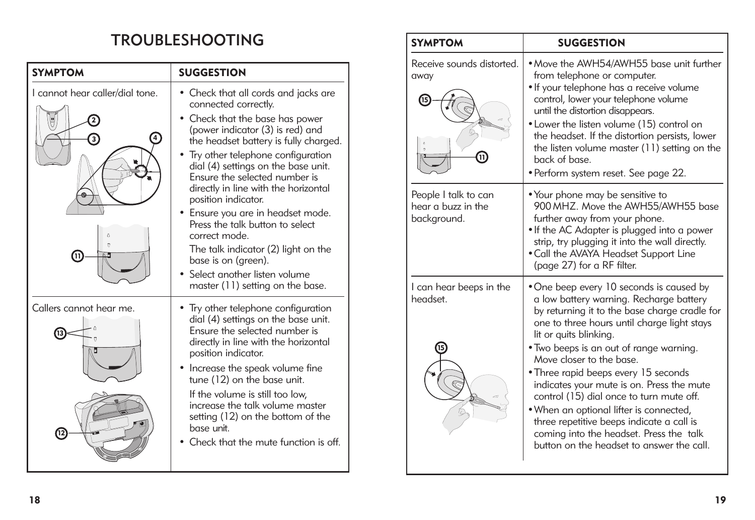# TROUBLESHOOTING

| SYMPTOM | SUGGESTION |
|---|---|
| I cannot hear caller/dial tone. | • Check that all cords and jacks are connected correctly. • Check that the base has power (power indicator (3) is red) and the headset battery is fully charged. • Try other telephone configuration dial (4) settings on the base unit. Ensure the selected number is directly in line with the horizontal position indicator. • Ensure you are in headset mode. Press the talk button to select correct mode. The talk indicator (2) light on the base is on (green). • Select another listen volume master (11) setting on the base. |
| Callers cannot hear me. | • Try other telephone configuration dial (4) settings on the base unit. Ensure the selected number is directly in line with the horizontal position indicator. • Increase the speak volume fine tune (12) on the base unit. If the volume is still too low, increase the talk volume master setting (12) on the bottom of the base unit. • Check that the mute function is off. |

| SYMPTOM | SUGGESTION |
|---|---|
| Receive sounds distorted. away | • Move the AWH54/AWH55 base unit further from telephone or computer. • If your telephone has a receive volume control, lower your telephone volume until the distortion disappears. • Lower the listen volume (15) control on the headset. If the distortion persists, lower the listen volume master (11) setting on the back of base. • Perform system reset. See page 22. |
| People I talk to can hear a buzz in the background. | • Your phone may be sensitive to 900 MHZ. Move the AWH55/AWH55 base further away from your phone. • If the AC Adapter is plugged into a power strip, try plugging it into the wall directly. • Call the AVAYA Headset Support Line (page 27) for a RF filter. |
| I can hear beeps in the headset. | • One beep every 10 seconds is caused by a low battery warning. Recharge battery by returning it to the base charge cradle for one to three hours until charge light stays lit or quits blinking. • Two beeps is an out of range warning. Move closer to the base. • Three rapid beeps every 15 seconds indicates your mute is on. Press the mute control (15) dial once to turn mute off. • When an optional lifter is connected, three repetitive beeps indicate a call is coming into the headset. Press the talk button on the headset to answer the call. |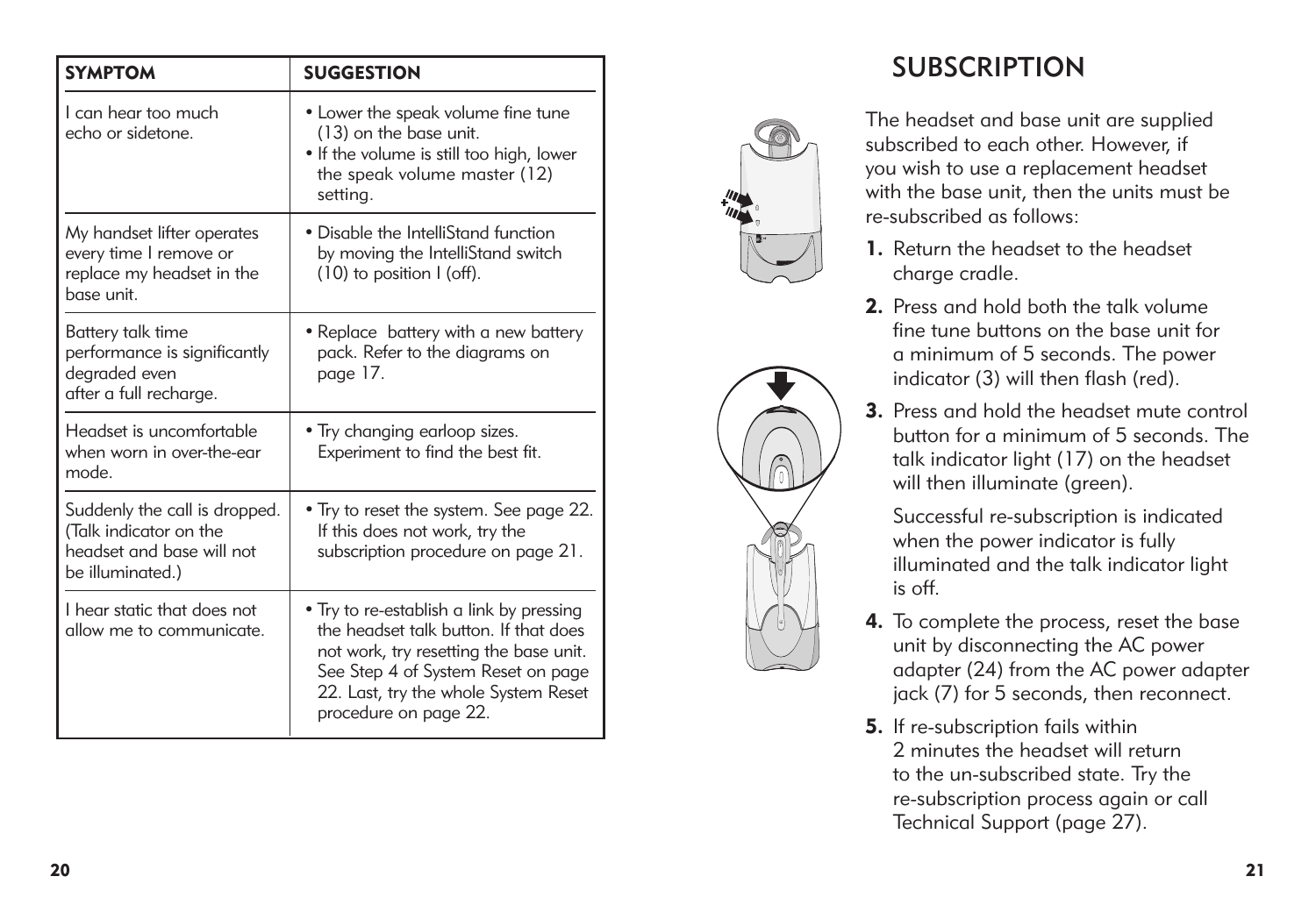| SYMPTOM | SUGGESTION |
|---|---|
| I can hear too much echo or sidetone. | • Lower the speak volume fine tune (13) on the base unit.<br>• If the volume is still too high, lower the speak volume master (12) setting. |
| My handset lifter operates every time I remove or replace my headset in the base unit. | • Disable the IntelliStand function by moving the IntelliStand switch (10) to position I (off). |
| Battery talk time performance is significantly degraded even after a full recharge. | • Replace battery with a new battery pack. Refer to the diagrams on page 17. |
| Headset is uncomfortable when worn in over-the-ear mode. | • Try changing earloop sizes. Experiment to find the best fit. |
| Suddenly the call is dropped. (Talk indicator on the headset and base will not be illuminated.) | • Try to reset the system. See page 22. If this does not work, try the subscription procedure on page 21. |
| I hear static that does not allow me to communicate. | • Try to re-establish a link by pressing the headset talk button. If that does not work, try resetting the base unit. See Step 4 of System Reset on page 22. Last, try the whole System Reset procedure on page 22. |

# SUBSCRIPTION

The headset and base unit are supplied subscribed to each other. However, if you wish to use a replacement headset with the base unit, then the units must be re-subscribed as follows:

1. Return the headset to the headset charge cradle.
2. Press and hold both the talk volume fine tune buttons on the base unit for a minimum of 5 seconds. The power indicator (3) will then flash (red).
3. Press and hold the headset mute control button for a minimum of 5 seconds. The talk indicator light (17) on the headset will then illuminate (green).

   Successful re-subscription is indicated when the power indicator is fully illuminated and the talk indicator light is off.
4. To complete the process, reset the base unit by disconnecting the AC power adapter (24) from the AC power adapter jack (7) for 5 seconds, then reconnect.
5. If re-subscription fails within 2 minutes the headset will return to the un-subscribed state. Try the re-subscription process again or call Technical Support (page 27).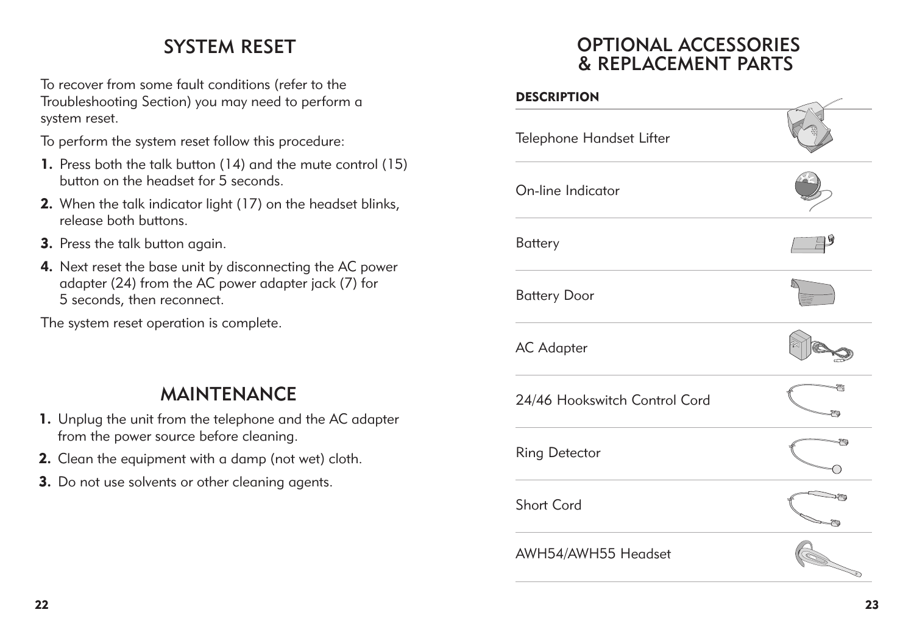## SYSTEM RESET

To recover from some fault conditions (refer to the Troubleshooting Section) you may need to perform a system reset.

To perform the system reset follow this procedure:

1. Press both the talk button (14) and the mute control (15) button on the headset for 5 seconds.
2. When the talk indicator light (17) on the headset blinks, release both buttons.
3. Press the talk button again.
4. Next reset the base unit by disconnecting the AC power adapter (24) from the AC power adapter jack (7) for 5 seconds, then reconnect.

The system reset operation is complete.

## MAINTENANCE

1. Unplug the unit from the telephone and the AC adapter from the power source before cleaning.
2. Clean the equipment with a damp (not wet) cloth.
3. Do not use solvents or other cleaning agents.

## OPTIONAL ACCESSORIES & REPLACEMENT PARTS

| DESCRIPTION |
|---|
| Telephone Handset Lifter |
| On-line Indicator |
| Battery |
| Battery Door |
| AC Adapter |
| 24/46 Hookswitch Control Cord |
| Ring Detector |
| Short Cord |
| AWH54/AWH55 Headset |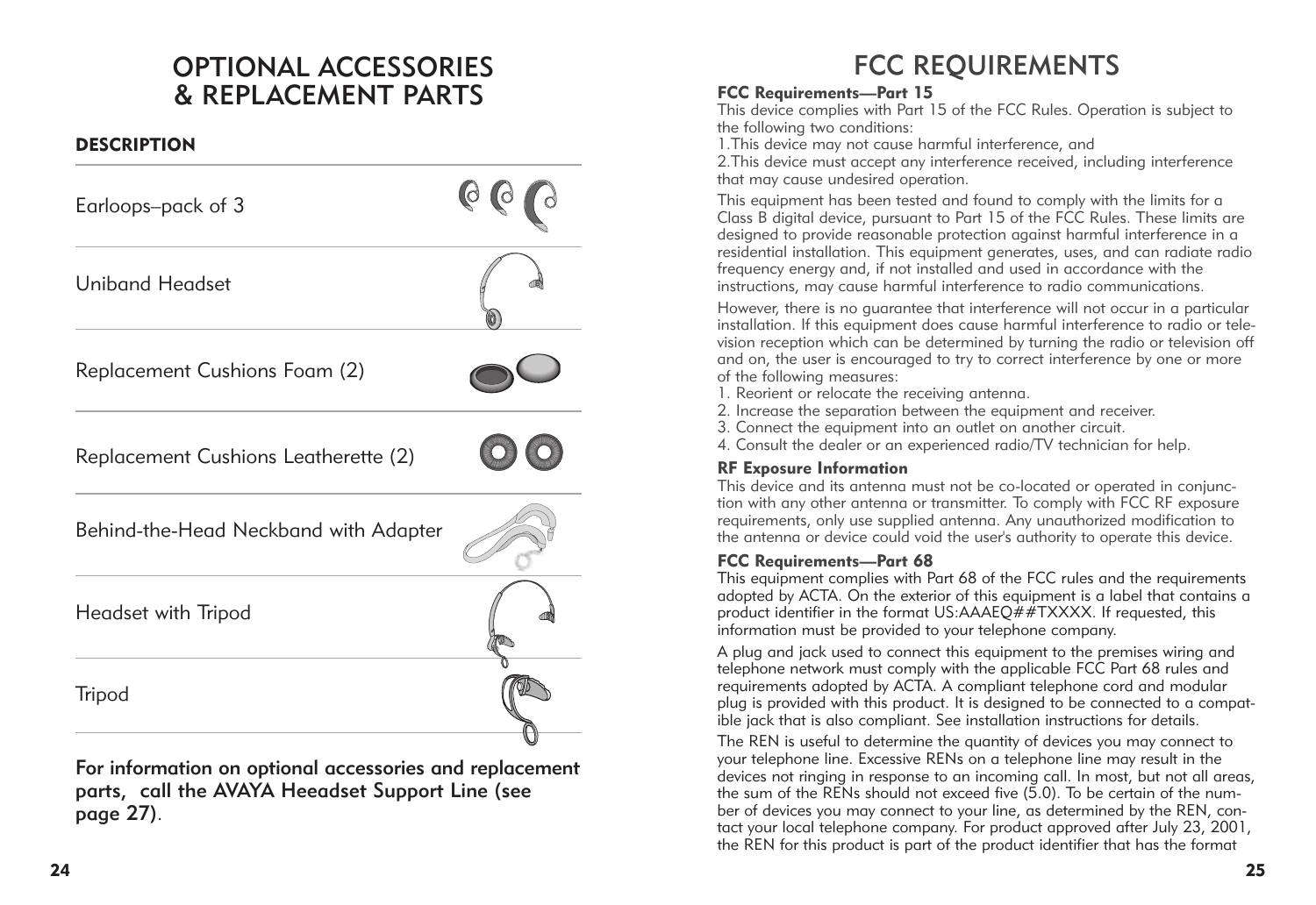# OPTIONAL ACCESSORIES & REPLACEMENT PARTS

| **DESCRIPTION** |
| --- |
| Earloops–pack of 3 |
| Uniband Headset |
| Replacement Cushions Foam (2) |
| Replacement Cushions Leatherette (2) |
| Behind-the-Head Neckband with Adapter |
| Headset with Tripod |
| Tripod |

**For information on optional accessories and replacement parts, call the AVAYA Heeadset Support Line (see page 27)**.

# FCC REQUIREMENTS

**FCC Requirements—Part 15**

This device complies with Part 15 of the FCC Rules. Operation is subject to the following two conditions:

1.This device may not cause harmful interference, and

2.This device must accept any interference received, including interference that may cause undesired operation.

This equipment has been tested and found to comply with the limits for a Class B digital device, pursuant to Part 15 of the FCC Rules. These limits are designed to provide reasonable protection against harmful interference in a residential installation. This equipment generates, uses, and can radiate radio frequency energy and, if not installed and used in accordance with the instructions, may cause harmful interference to radio communications.

However, there is no guarantee that interference will not occur in a particular installation. If this equipment does cause harmful interference to radio or television reception which can be determined by turning the radio or television off and on, the user is encouraged to try to correct interference by one or more of the following measures:

1. Reorient or relocate the receiving antenna.
2. Increase the separation between the equipment and receiver.
3. Connect the equipment into an outlet on another circuit.
4. Consult the dealer or an experienced radio/TV technician for help.

**RF Exposure Information**

This device and its antenna must not be co-located or operated in conjunction with any other antenna or transmitter. To comply with FCC RF exposure requirements, only use supplied antenna. Any unauthorized modification to the antenna or device could void the user's authority to operate this device.

**FCC Requirements—Part 68**

This equipment complies with Part 68 of the FCC rules and the requirements adopted by ACTA. On the exterior of this equipment is a label that contains a product identifier in the format US:AAAEQ##TXXXX. If requested, this information must be provided to your telephone company.

A plug and jack used to connect this equipment to the premises wiring and telephone network must comply with the applicable FCC Part 68 rules and requirements adopted by ACTA. A compliant telephone cord and modular plug is provided with this product. It is designed to be connected to a compatible jack that is also compliant. See installation instructions for details.

The REN is useful to determine the quantity of devices you may connect to your telephone line. Excessive RENs on a telephone line may result in the devices not ringing in response to an incoming call. In most, but not all areas, the sum of the RENs should not exceed five (5.0). To be certain of the number of devices you may connect to your line, as determined by the REN, contact your local telephone company. For product approved after July 23, 2001, the REN for this product is part of the product identifier that has the format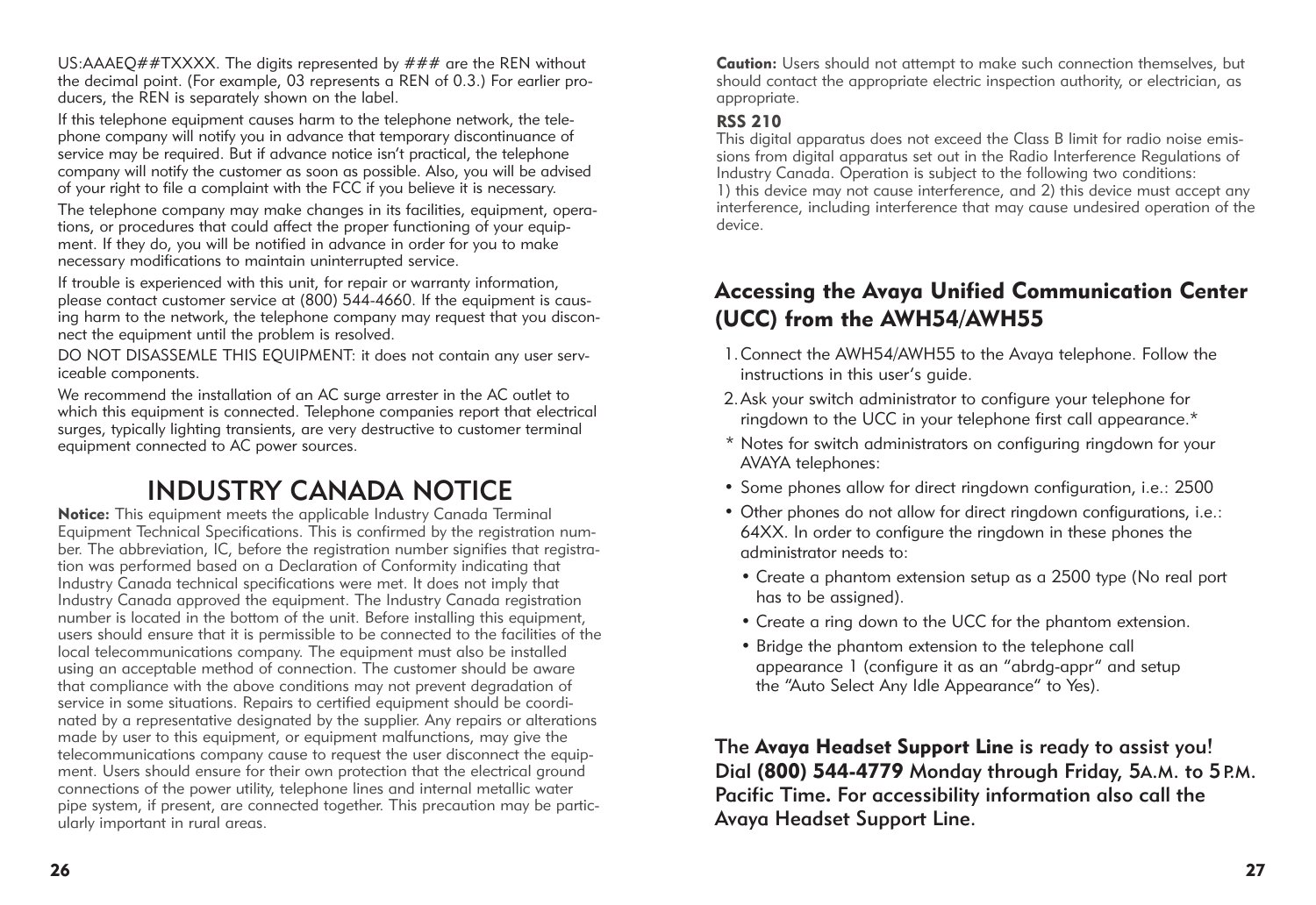US:AAAEQ##TXXXX. The digits represented by ### are the REN without the decimal point. (For example, 03 represents a REN of 0.3.) For earlier producers, the REN is separately shown on the label.

If this telephone equipment causes harm to the telephone network, the telephone company will notify you in advance that temporary discontinuance of service may be required. But if advance notice isn't practical, the telephone company will notify the customer as soon as possible. Also, you will be advised of your right to file a complaint with the FCC if you believe it is necessary.

The telephone company may make changes in its facilities, equipment, operations, or procedures that could affect the proper functioning of your equipment. If they do, you will be notified in advance in order for you to make necessary modifications to maintain uninterrupted service.

If trouble is experienced with this unit, for repair or warranty information, please contact customer service at (800) 544-4660. If the equipment is causing harm to the network, the telephone company may request that you disconnect the equipment until the problem is resolved.

DO NOT DISASSEMLE THIS EQUIPMENT: it does not contain any user serviceable components.

We recommend the installation of an AC surge arrester in the AC outlet to which this equipment is connected. Telephone companies report that electrical surges, typically lighting transients, are very destructive to customer terminal equipment connected to AC power sources.

# INDUSTRY CANADA NOTICE

**Notice:** This equipment meets the applicable Industry Canada Terminal Equipment Technical Specifications. This is confirmed by the registration number. The abbreviation, IC, before the registration number signifies that registration was performed based on a Declaration of Conformity indicating that Industry Canada technical specifications were met. It does not imply that Industry Canada approved the equipment. The Industry Canada registration number is located in the bottom of the unit. Before installing this equipment, users should ensure that it is permissible to be connected to the facilities of the local telecommunications company. The equipment must also be installed using an acceptable method of connection. The customer should be aware that compliance with the above conditions may not prevent degradation of service in some situations. Repairs to certified equipment should be coordinated by a representative designated by the supplier. Any repairs or alterations made by user to this equipment, or equipment malfunctions, may give the telecommunications company cause to request the user disconnect the equipment. Users should ensure for their own protection that the electrical ground connections of the power utility, telephone lines and internal metallic water pipe system, if present, are connected together. This precaution may be particularly important in rural areas.

**Caution:** Users should not attempt to make such connection themselves, but should contact the appropriate electric inspection authority, or electrician, as appropriate.

**RSS 210**

This digital apparatus does not exceed the Class B limit for radio noise emissions from digital apparatus set out in the Radio Interference Regulations of Industry Canada. Operation is subject to the following two conditions:
1) this device may not cause interference, and 2) this device must accept any interference, including interference that may cause undesired operation of the device.

## Accessing the Avaya Unified Communication Center (UCC) from the AWH54/AWH55

1. Connect the AWH54/AWH55 to the Avaya telephone. Follow the instructions in this user's guide.
2. Ask your switch administrator to configure your telephone for ringdown to the UCC in your telephone first call appearance.*

\* Notes for switch administrators on configuring ringdown for your AVAYA telephones:

- Some phones allow for direct ringdown configuration, i.e.: 2500
- Other phones do not allow for direct ringdown configurations, i.e.: 64XX. In order to configure the ringdown in these phones the administrator needs to:
  - Create a phantom extension setup as a 2500 type (No real port has to be assigned).
  - Create a ring down to the UCC for the phantom extension.
  - Bridge the phantom extension to the telephone call appearance 1 (configure it as an "abrdg-appr" and setup the "Auto Select Any Idle Appearance" to Yes).

**The Avaya Headset Support Line is ready to assist you! Dial (800) 544-4779 Monday through Friday, 5 A.M. to 5 P.M. Pacific Time. For accessibility information also call the Avaya Headset Support Line.**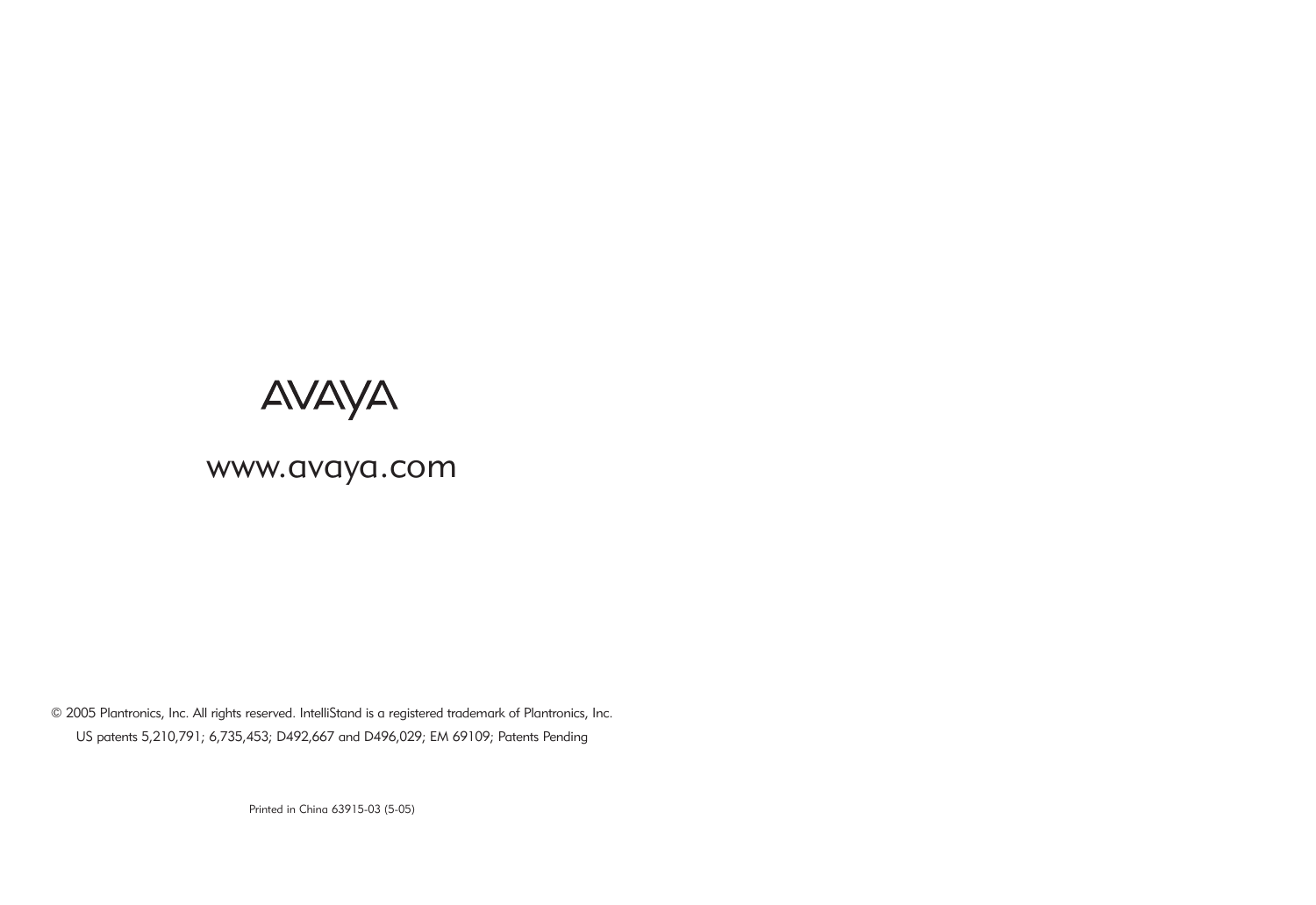AVAYA

www.avaya.com

© 2005 Plantronics, Inc. All rights reserved. IntelliStand is a registered trademark of Plantronics, Inc.

US patents 5,210,791; 6,735,453; D492,667 and D496,029; EM 69109; Patents Pending

Printed in China 63915-03 (5-05)